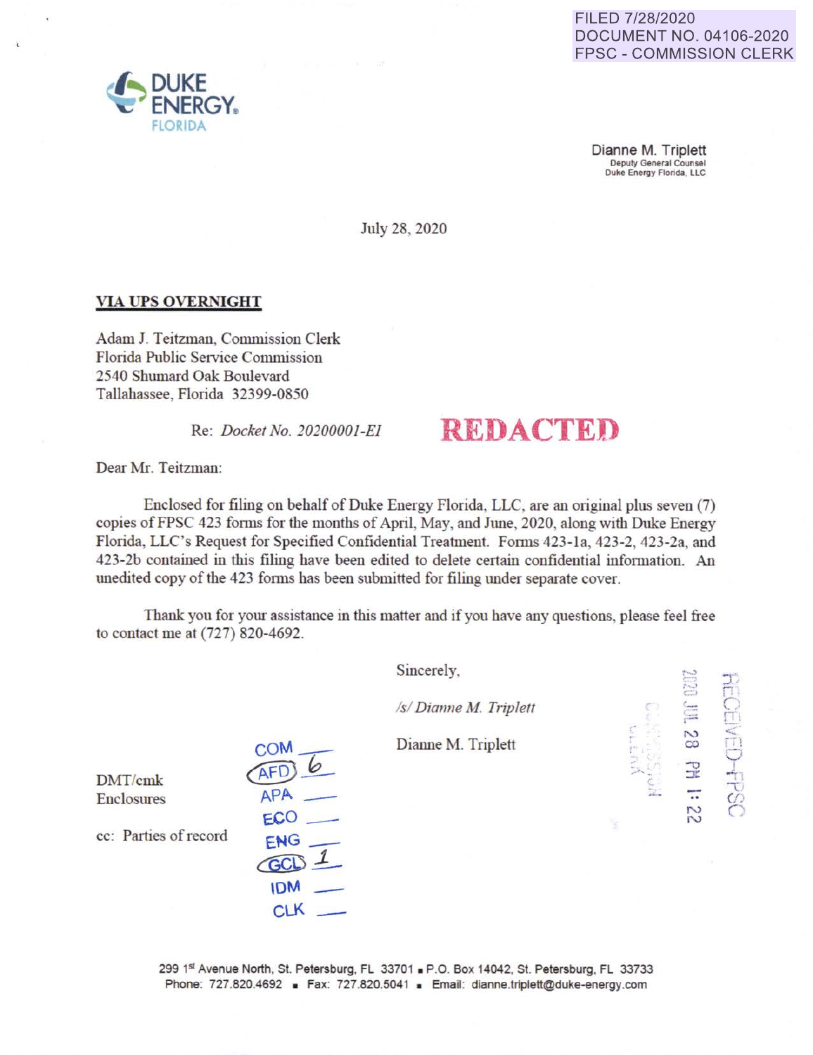FILED 7/28/2020
DOCUMENT NO. 04106-2020
FPSC - COMMISSION CLERK

DUKE ENERGY.
FLORIDA

Dianne M. Triplett
Deputy General Counsel
Duke Energy Florida, LLC

July 28, 2020

**VIA UPS OVERNIGHT**

Adam J. Teitzman, Commission Clerk
Florida Public Service Commission
2540 Shumard Oak Boulevard
Tallahassee, Florida 32399-0850

Re: *Docket No. 20200001-EI*

**REDACTED**

Dear Mr. Teitzman:

Enclosed for filing on behalf of Duke Energy Florida, LLC, are an original plus seven (7) copies of FPSC 423 forms for the months of April, May, and June, 2020, along with Duke Energy Florida, LLC's Request for Specified Confidential Treatment. Forms 423-1a, 423-2, 423-2a, and 423-2b contained in this filing have been edited to delete certain confidential information. An unedited copy of the 423 forms has been submitted for filing under separate cover.

Thank you for your assistance in this matter and if you have any questions, please feel free to contact me at (727) 820-4692.

Sincerely,

*/s/ Dianne M. Triplett*

Dianne M. Triplett

DMT/cmk
Enclosures

cc: Parties of record

COM ___
AFD 6
APA ___
ECO ___
ENG ___
GCL 1
IDM ___
CLK ___

RECEIVED-FPSC
2020 JUL 28 PM 1:22
COMMISSION CLERK

299 1st Avenue North, St. Petersburg, FL 33701 ▪ P.O. Box 14042, St. Petersburg, FL 33733
Phone: 727.820.4692 ▪ Fax: 727.820.5041 ▪ Email: dianne.triplett@duke-energy.com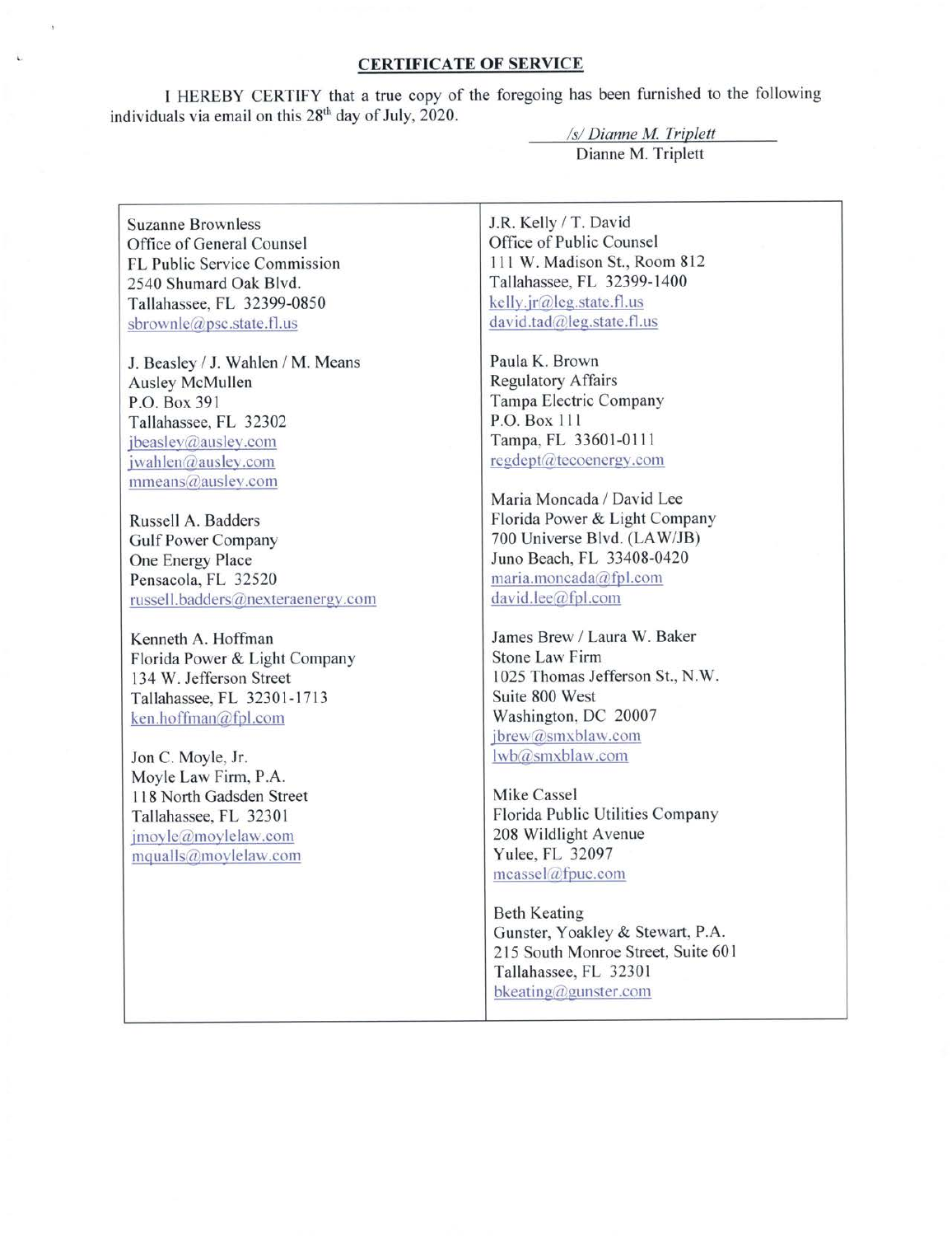## CERTIFICATE OF SERVICE

I HEREBY CERTIFY that a true copy of the foregoing has been furnished to the following individuals via email on this 28th day of July, 2020.

*/s/ Dianne M. Triplett*
Dianne M. Triplett

Suzanne Brownless
Office of General Counsel
FL Public Service Commission
2540 Shumard Oak Blvd.
Tallahassee, FL 32399-0850
sbrownle@psc.state.fl.us

J. Beasley / J. Wahlen / M. Means
Ausley McMullen
P.O. Box 391
Tallahassee, FL 32302
jbeasley@ausley.com
jwahlen@ausley.com
mmeans@ausley.com

Russell A. Badders
Gulf Power Company
One Energy Place
Pensacola, FL 32520
russell.badders@nexteraenergy.com

Kenneth A. Hoffman
Florida Power & Light Company
134 W. Jefferson Street
Tallahassee, FL 32301-1713
ken.hoffman@fpl.com

Jon C. Moyle, Jr.
Moyle Law Firm, P.A.
118 North Gadsden Street
Tallahassee, FL 32301
jmoyle@moylelaw.com
mqualls@moylelaw.com

J.R. Kelly / T. David
Office of Public Counsel
111 W. Madison St., Room 812
Tallahassee, FL 32399-1400
kelly.jr@leg.state.fl.us
david.tad@leg.state.fl.us

Paula K. Brown
Regulatory Affairs
Tampa Electric Company
P.O. Box 111
Tampa, FL 33601-0111
regdept@tecoenergy.com

Maria Moncada / David Lee
Florida Power & Light Company
700 Universe Blvd. (LAW/JB)
Juno Beach, FL 33408-0420
maria.moncada@fpl.com
david.lee@fpl.com

James Brew / Laura W. Baker
Stone Law Firm
1025 Thomas Jefferson St., N.W.
Suite 800 West
Washington, DC 20007
jbrew@smxblaw.com
lwb@smxblaw.com

Mike Cassel
Florida Public Utilities Company
208 Wildlight Avenue
Yulee, FL 32097
mcassel@fpuc.com

Beth Keating
Gunster, Yoakley & Stewart, P.A.
215 South Monroe Street, Suite 601
Tallahassee, FL 32301
bkeating@gunster.com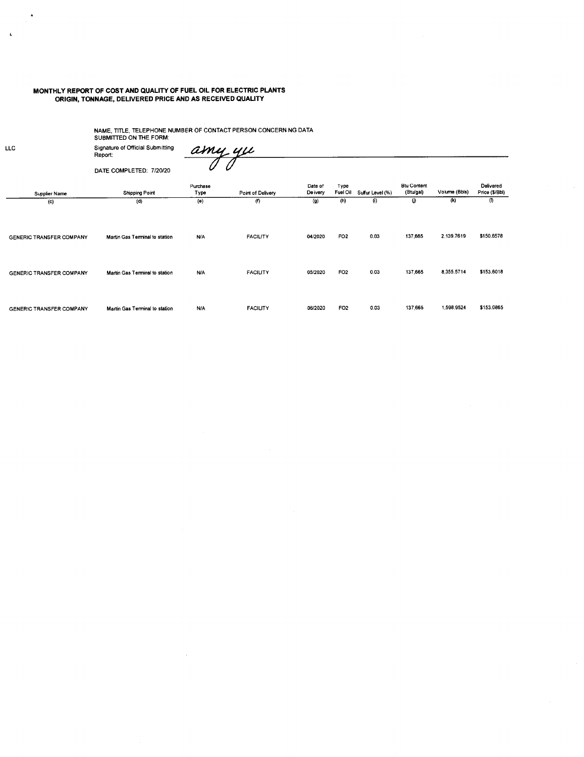## MONTHLY REPORT OF COST AND QUALITY OF FUEL OIL FOR ELECTRIC PLANTS
### ORIGIN, TONNAGE, DELIVERED PRICE AND AS RECEIVED QUALITY

LLC

NAME, TITLE, TELEPHONE NUMBER OF CONTACT PERSON CONCERN NG DATA SUBMITTED ON THE FORM:

Signature of Official Submitting Report: *amy yu*

DATE COMPLETED: 7/20/20

| Supplier Name | Shipping Point | Purchase Type | Point of Delivery | Date of Delivery | Type Fuel Oil | Sulfur Level (%) | Btu Content (Btu/gal) | Volume (Bbls) | Delivered Price ($/Bbl) |
|---|---|---|---|---|---|---|---|---|---|
| (c) | (d) | (e) | (f) | (g) | (h) | (i) | (j) | (k) | (l) |
| GENERIC TRANSFER COMPANY | Martin Gas Terminal to station | N/A | FACILITY | 04/2020 | FO2 | 0.03 | 137,665 | 2,139.7619 | $150.6578 |
| GENERIC TRANSFER COMPANY | Martin Gas Terminal to station | N/A | FACILITY | 05/2020 | FO2 | 0.03 | 137,665 | 8,355.5714 | $153.6018 |
| GENERIC TRANSFER COMPANY | Martin Gas Terminal to station | N/A | FACILITY | 06/2020 | FO2 | 0.03 | 137,665 | 1,598.9524 | $153.0865 |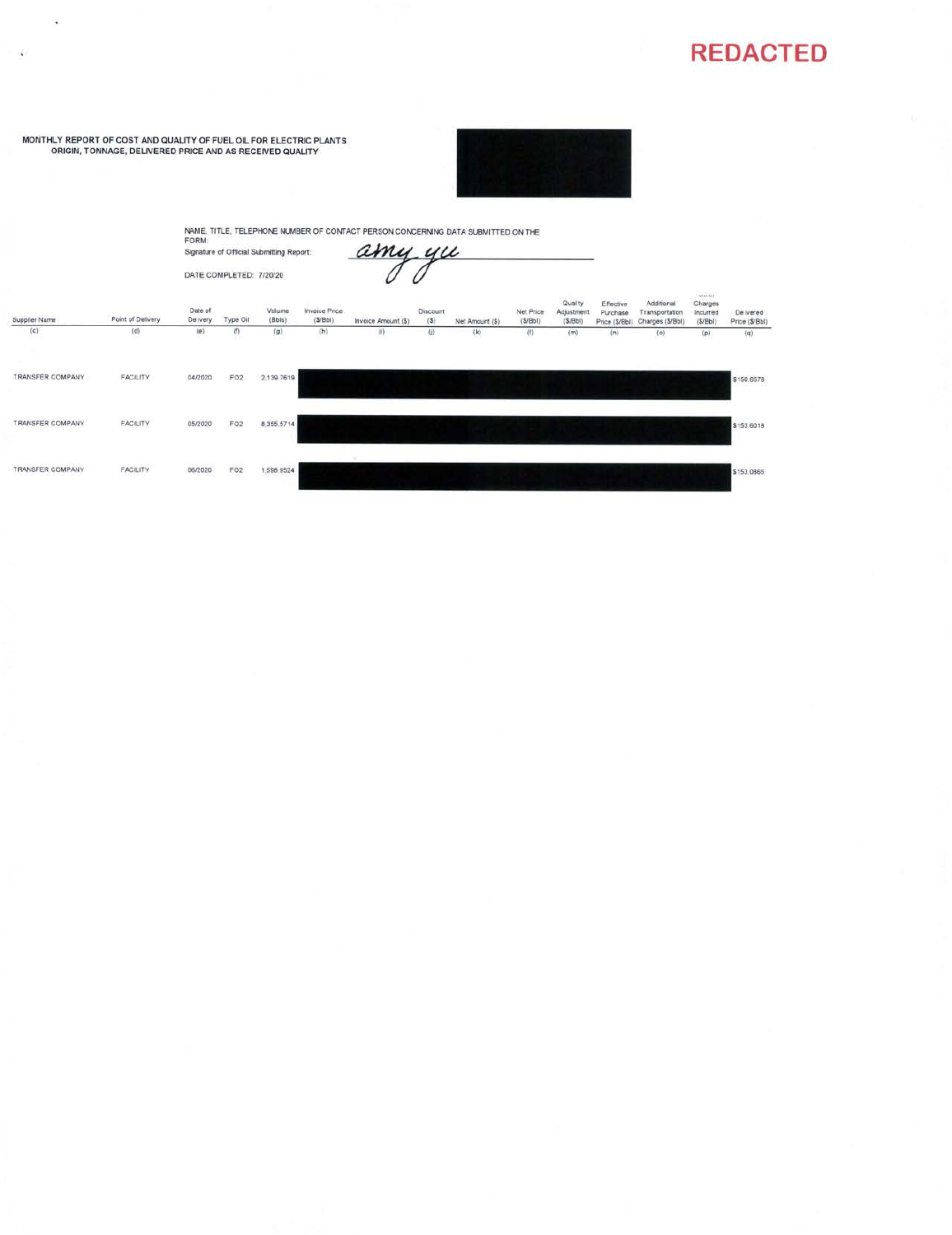**REDACTED**

**MONTHLY REPORT OF COST AND QUALITY OF FUEL OIL FOR ELECTRIC PLANTS**
**ORIGIN, TONNAGE, DELIVERED PRICE AND AS RECEIVED QUALITY**

NAME, TITLE, TELEPHONE NUMBER OF CONTACT PERSON CONCERNING DATA SUBMITTED ON THE FORM:

Signature of Official Submitting Report: *amy yu*

DATE COMPLETED: 7/20/20

| Supplier Name | Point of Delivery | Date of Delivery | Type Oil | Volume (Bbls) | Invoice Price ($/Bbl) | Invoice Amount ($) | Discount ($) | Net Amount ($) | Net Price ($/Bbl) | Quality Adjustment ($/Bbl) | Effective Purchase Price ($/Bbl) | Additional Transportation Charges ($/Bbl) | Other Charges Incurred ($/Bbl) | Delivered Price ($/Bbl) |
|---|---|---|---|---|---|---|---|---|---|---|---|---|---|---|
| (c) | (d) | (e) | (f) | (g) | (h) | (i) | (j) | (k) | (l) | (m) | (n) | (o) | (p) | (q) |
| TRANSFER COMPANY | FACILITY | 04/2020 | FO2 | 2,139.7619 | | | | | | | | | | $156.6578 |
| TRANSFER COMPANY | FACILITY | 05/2020 | FO2 | 8,355.5714 | | | | | | | | | | $153.6018 |
| TRANSFER COMPANY | FACILITY | 06/2020 | FO2 | 1,598.9524 | | | | | | | | | | $153.0865 |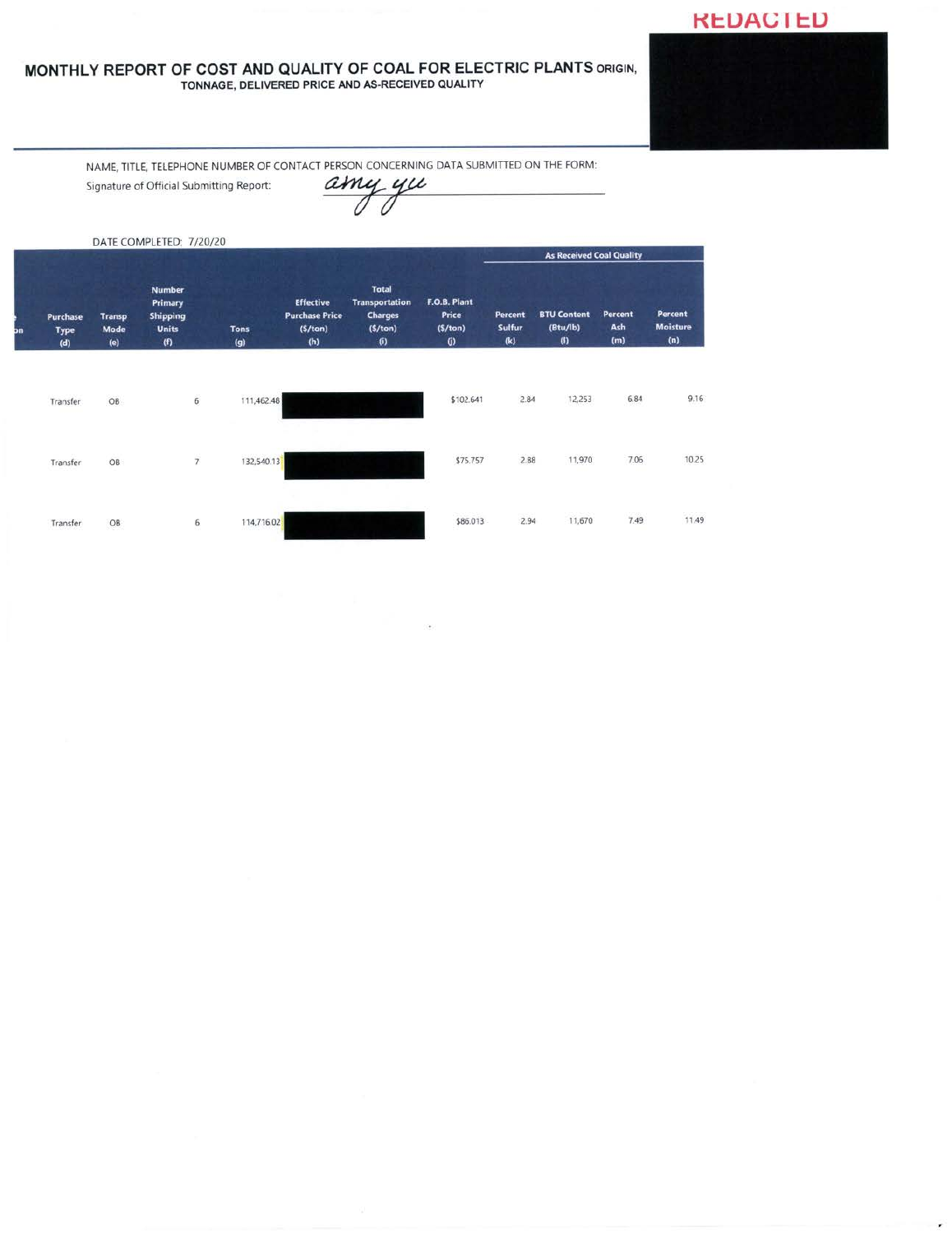REDACTED

# MONTHLY REPORT OF COST AND QUALITY OF COAL FOR ELECTRIC PLANTS ORIGIN, TONNAGE, DELIVERED PRICE AND AS-RECEIVED QUALITY

NAME, TITLE, TELEPHONE NUMBER OF CONTACT PERSON CONCERNING DATA SUBMITTED ON THE FORM:

Signature of Official Submitting Report: amy yu

DATE COMPLETED: 7/20/20

| Purchase Type (d) | Transp Mode (e) | Number Primary Shipping Units (f) | Tons (g) | Effective Purchase Price ($/ton) (h) | Total Transportation Charges ($/ton) (i) | F.O.B. Plant Price ($/ton) (j) | As Received Coal Quality Percent Sulfur (k) | BTU Content (Btu/lb) (l) | Percent Ash (m) | Percent Moisture (n) |
|---|---|---|---|---|---|---|---|---|---|---|
| Transfer | OB | 6 | 111,462.48 | | | $102.641 | 2.84 | 12,253 | 6.84 | 9.16 |
| Transfer | OB | 7 | 132,540.13 | | | $75.757 | 2.88 | 11,970 | 7.06 | 10.25 |
| Transfer | OB | 6 | 114,716.02 | | | $86.013 | 2.94 | 11,670 | 7.49 | 11.49 |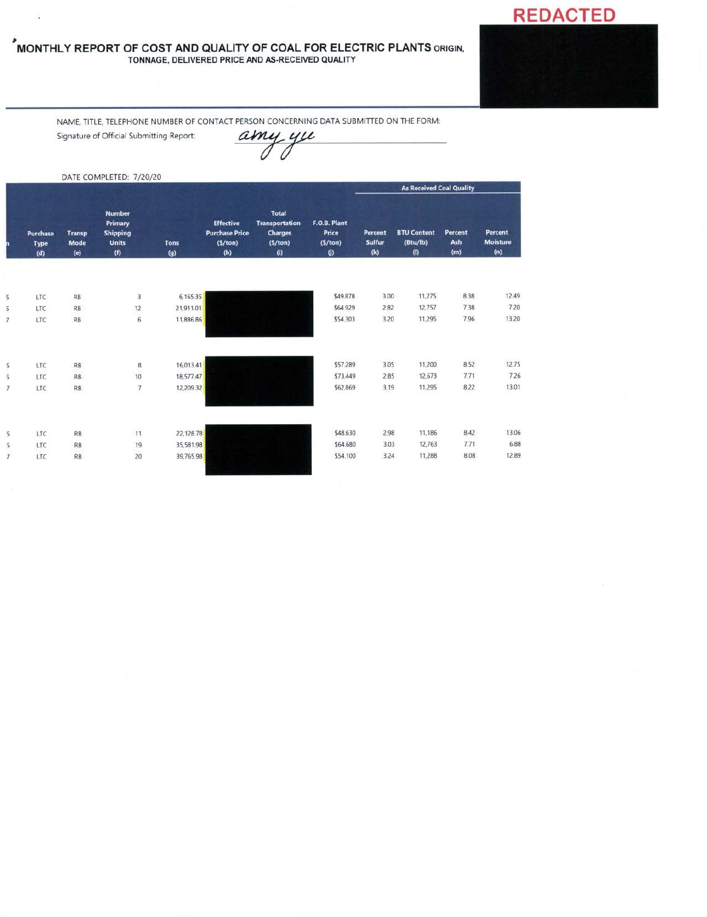**REDACTED**

# MONTHLY REPORT OF COST AND QUALITY OF COAL FOR ELECTRIC PLANTS ORIGIN,

TONNAGE, DELIVERED PRICE AND AS-RECEIVED QUALITY

NAME, TITLE, TELEPHONE NUMBER OF CONTACT PERSON CONCERNING DATA SUBMITTED ON THE FORM:

Signature of Official Submitting Report: *amy yu*

DATE COMPLETED: 7/20/20

| n | Purchase Type (d) | Transp Mode (e) | Number Primary Shipping Units (f) | Tons (g) | Effective Purchase Price ($/ton) (h) | Total Transportation Charges ($/ton) (i) | F.O.B. Plant Price ($/ton) (j) | As Received Coal Quality: Percent Sulfur (k) | BTU Content (Btu/lb) (l) | Percent Ash (m) | Percent Moisture (n) |
|---|---|---|---|---|---|---|---|---|---|---|---|
| 5 | LTC | RB | 3 | 6,165.35 | | | $49.878 | 3.00 | 11,275 | 8.38 | 12.49 |
| 5 | LTC | RB | 12 | 21,911.01 | | | $64.929 | 2.82 | 12,757 | 7.38 | 7.20 |
| 7 | LTC | RB | 6 | 11,886.86 | | | $54.303 | 3.20 | 11,295 | 7.96 | 13.20 |
| 5 | LTC | RB | 8 | 16,013.41 | | | $57.289 | 3.05 | 11,200 | 8.52 | 12.75 |
| 5 | LTC | RB | 10 | 18,577.47 | | | $73.449 | 2.85 | 12,673 | 7.71 | 7.26 |
| 7 | LTC | RB | 7 | 12,209.32 | | | $62.869 | 3.19 | 11,295 | 8.22 | 13.01 |
| 5 | LTC | RB | 11 | 22,128.78 | | | $48.630 | 2.98 | 11,186 | 8.42 | 13.06 |
| 5 | LTC | RB | 19 | 35,581.98 | | | $64.680 | 3.03 | 12,763 | 7.71 | 6.88 |
| 7 | LTC | RB | 20 | 39,765.98 | | | $54.100 | 3.24 | 11,288 | 8.08 | 12.89 |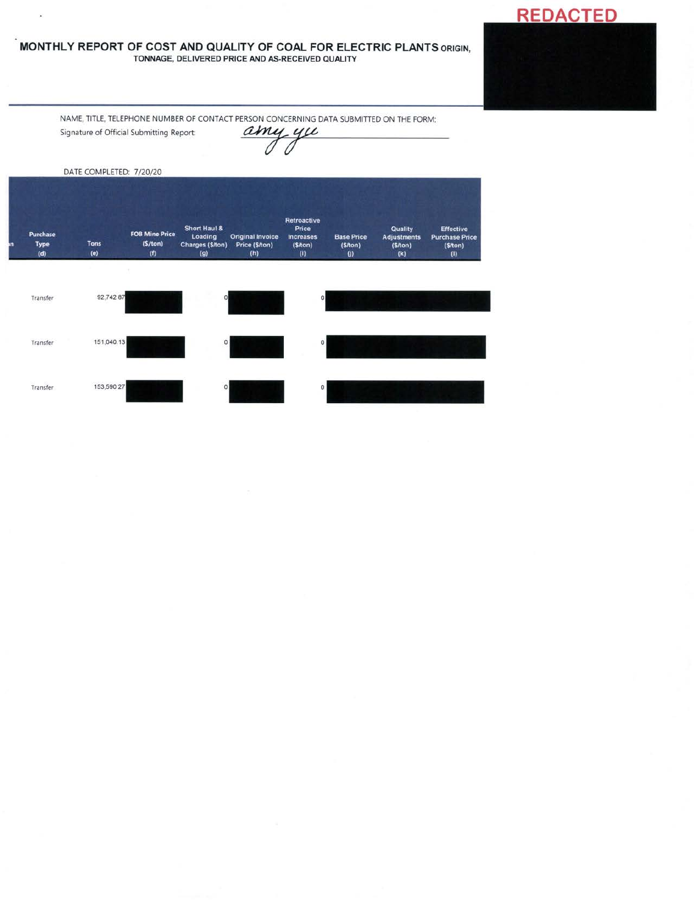REDACTED

# MONTHLY REPORT OF COST AND QUALITY OF COAL FOR ELECTRIC PLANTS ORIGIN,

## TONNAGE, DELIVERED PRICE AND AS-RECEIVED QUALITY

NAME, TITLE, TELEPHONE NUMBER OF CONTACT PERSON CONCERNING DATA SUBMITTED ON THE FORM:

Signature of Official Submitting Report: *amy yu*

DATE COMPLETED: 7/20/20

| Purchase Type (d) | Tons (e) | FOB Mine Price ($/ton) (f) | Short Haul & Loading Charges ($/ton) (g) | Original Invoice Price ($/ton) (h) | Retroactive Price Increases ($/ton) (i) | Base Price ($/ton) (j) | Quality Adjustments ($/ton) (k) | Effective Purchase Price ($/ton) (l) |
|---|---|---|---|---|---|---|---|---|
| Transfer | 92,742.67 | [REDACTED] | 0 | [REDACTED] | 0 | [REDACTED] | [REDACTED] | [REDACTED] |
| Transfer | 151,040.13 | [REDACTED] | 0 | [REDACTED] | 0 | [REDACTED] | [REDACTED] | [REDACTED] |
| Transfer | 153,590.27 | [REDACTED] | 0 | [REDACTED] | 0 | [REDACTED] | [REDACTED] | [REDACTED] |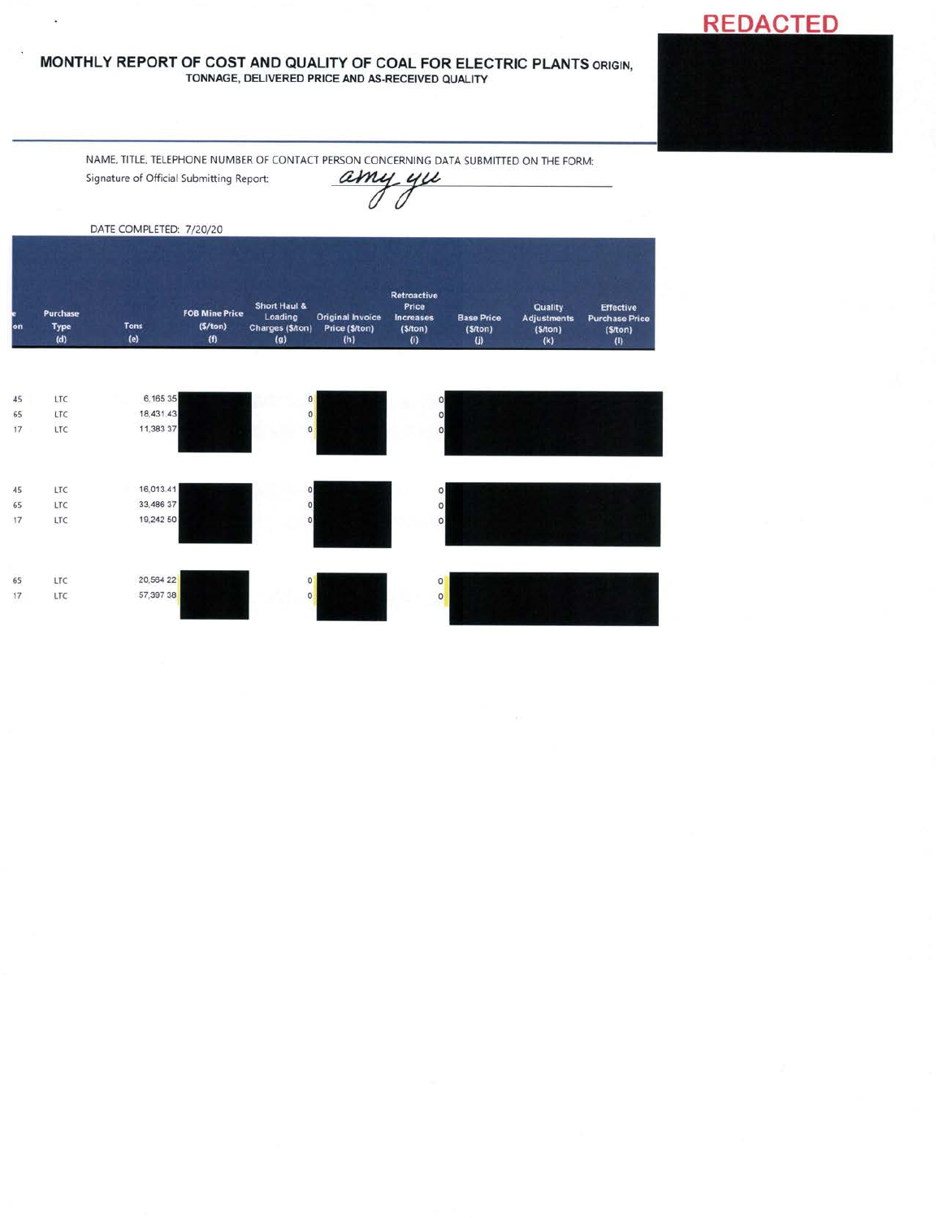**REDACTED**

## MONTHLY REPORT OF COST AND QUALITY OF COAL FOR ELECTRIC PLANTS ORIGIN, TONNAGE, DELIVERED PRICE AND AS-RECEIVED QUALITY

NAME, TITLE, TELEPHONE NUMBER OF CONTACT PERSON CONCERNING DATA SUBMITTED ON THE FORM:

Signature of Official Submitting Report: *amy yu*

DATE COMPLETED: 7/20/20

| e on | Purchase Type (d) | Tons (e) | FOB Mine Price ($/ton) (f) | Short Haul & Loading Charges ($/ton) (g) | Original Invoice Price ($/ton) (h) | Retroactive Price Increases ($/ton) (i) | Base Price ($/ton) (j) | Quality Adjustments ($/ton) (k) | Effective Purchase Price ($/ton) (l) |
|---|---|---|---|---|---|---|---|---|---|
| 45 | LTC | 6,165 35 | | 0 | | 0 | | | |
| 65 | LTC | 18,431 43 | | 0 | | 0 | | | |
| 17 | LTC | 11,383 37 | | 0 | | 0 | | | |
| 45 | LTC | 16,013.41 | | 0 | | 0 | | | |
| 65 | LTC | 33,486 37 | | 0 | | 0 | | | |
| 17 | LTC | 19,242 50 | | 0 | | 0 | | | |
| 65 | LTC | 20,564 22 | | 0 | | 0 | | | |
| 17 | LTC | 57,397 38 | | 0 | | 0 | | | |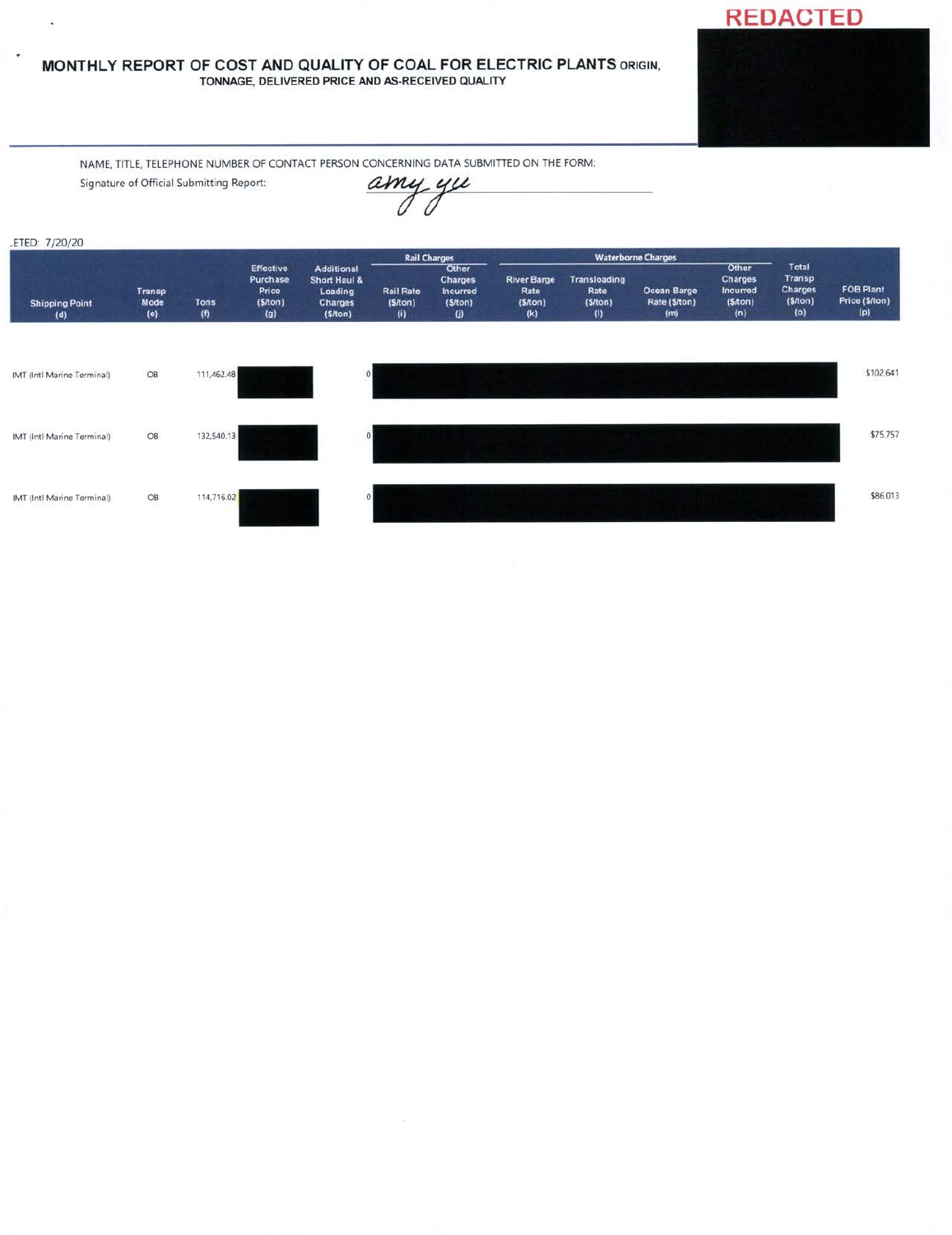REDACTED

**MONTHLY REPORT OF COST AND QUALITY OF COAL FOR ELECTRIC PLANTS** ORIGIN, TONNAGE, DELIVERED PRICE AND AS-RECEIVED QUALITY

NAME, TITLE, TELEPHONE NUMBER OF CONTACT PERSON CONCERNING DATA SUBMITTED ON THE FORM:

Signature of Official Submitting Report: amy yu

_ETED: 7/20/20

| Shipping Point (d) | Transp Mode (e) | Tons (f) | Effective Purchase Price ($/ton) (g) | Additional Short Haul & Loading Charges ($/ton) | Rail Charges: Rail Rate ($/ton) (i) | Rail Charges: Other Charges Incurred ($/ton) (j) | Waterborne Charges: River Barge Rate ($/ton) (k) | Waterborne Charges: Transloading Rate ($/ton) (l) | Waterborne Charges: Ocean Barge Rate ($/ton) (m) | Waterborne Charges: Other Charges Incurred ($/ton) (n) | Total Transp Charges ($/ton) (o) | FOB Plant Price ($/ton) (p) |
|---|---|---|---|---|---|---|---|---|---|---|---|---|
| IMT (Intl Marine Terminal) | OB | 111,462.48 | REDACTED | 0 | REDACTED | REDACTED | REDACTED | REDACTED | REDACTED | REDACTED | REDACTED | $102.641 |
| IMT (Intl Marine Terminal) | OB | 132,540.13 | REDACTED | 0 | REDACTED | REDACTED | REDACTED | REDACTED | REDACTED | REDACTED | REDACTED | $75.757 |
| IMT (Intl Marine Terminal) | OB | 114,716.02 | REDACTED | 0 | REDACTED | REDACTED | REDACTED | REDACTED | REDACTED | REDACTED | REDACTED | $86.013 |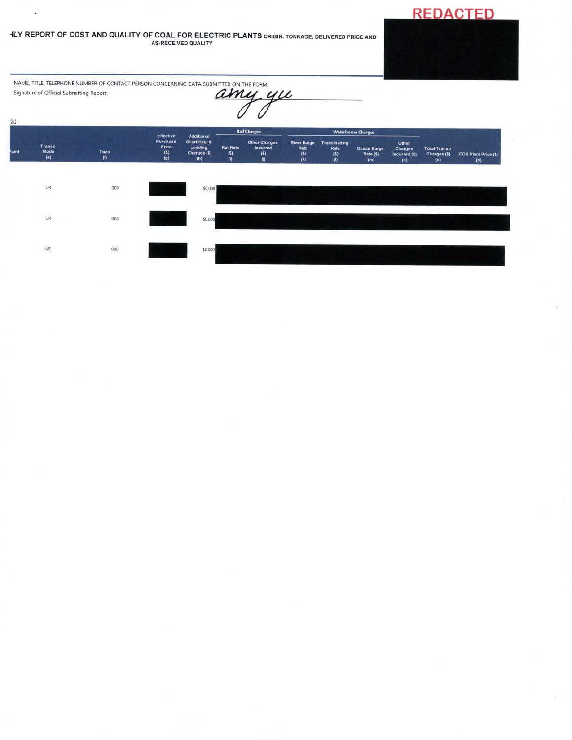REDACTED

# ~~HLY~~ REPORT OF COST AND QUALITY OF COAL FOR ELECTRIC PLANTS ORIGIN, TONNAGE, DELIVERED PRICE AND AS-RECEIVED QUALITY

NAME, TITLE, TELEPHONE NUMBER OF CONTACT PERSON CONCERNING DATA SUBMITTED ON THE FORM:

Signature of Official Submitting Report: amy yu

'20

| Point | Transp Mode (e) | Tons (f) | Effective Purchase Price ($) (g) | Additional Short Haul & Loading Charges ($) (h) | Rail Charges | | Waterborne Charges | | | | Total Transp Charges ($) (o) | FOB Plant Price ($) (p) |
|---|---|---|---|---|---|---|---|---|---|---|---|---|
| | | | | | Rail Rate ($) (i) | Other Charges Incurred ($) (j) | River Barge Rate ($) (k) | Transloading Rate ($) (l) | Ocean Barge Rate ($) (m) | Other Charges Incurred ($) (n) | | |
| | UR | 0.00 | | $0.000 | | | | | | | | |
| | UR | 0.00 | | $0.000 | | | | | | | | |
| | UR | 0.00 | | $0.000 | | | | | | | | |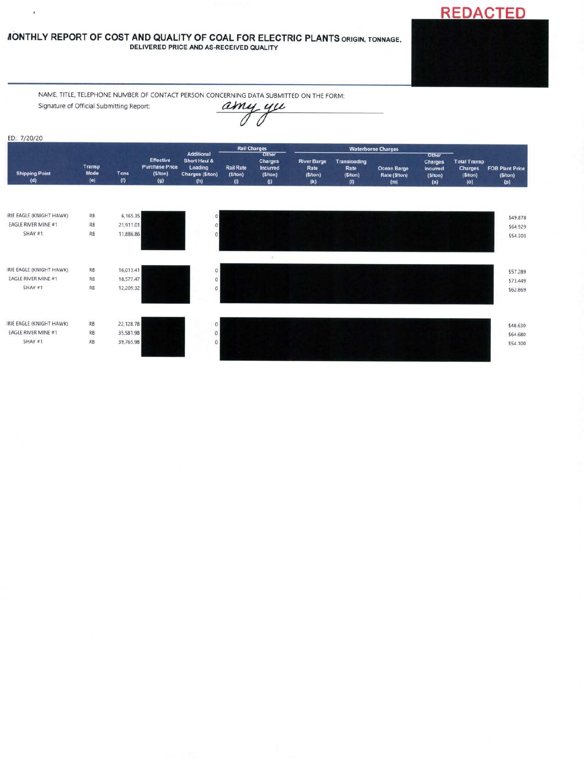REDACTED

# MONTHLY REPORT OF COST AND QUALITY OF COAL FOR ELECTRIC PLANTS ORIGIN, TONNAGE, DELIVERED PRICE AND AS-RECEIVED QUALITY

NAME, TITLE, TELEPHONE NUMBER OF CONTACT PERSON CONCERNING DATA SUBMITTED ON THE FORM:

Signature of Official Submitting Report: *amy yu*

ED: 7/20/20

| Shipping Point (d) | Transp Mode (e) | Tons (f) | Effective Purchase Price ($/ton) (g) | Additional Short Haul & Loading Charges ($/ton) (h) | Rail Charges: Rail Rate ($/ton) (i) | Rail Charges: Other Charges Incurred ($/ton) (j) | Waterborne Charges: River Barge Rate ($/ton) (k) | Waterborne Charges: Transloading Rate ($/ton) (l) | Waterborne Charges: Ocean Barge Rate ($/ton) (m) | Waterborne Charges: Other Charges Incurred ($/ton) (n) | Total Transp Charges ($/ton) (o) | FOB Plant Price ($/ton) (p) |
|---|---|---|---|---|---|---|---|---|---|---|---|---|
| IRIE EAGLE (KNIGHT HAWK) | RB | 6,165.35 | | 0 | | | | | | | | $49.878 |
| EAGLE RIVER MINE #1 | RB | 21,911.01 | | 0 | | | | | | | | $64.929 |
| SHAY #1 | RB | 11,886.86 | | 0 | | | | | | | | $54.303 |
| IRIE EAGLE (KNIGHT HAWK) | RB | 16,013.41 | | 0 | | | | | | | | $57.289 |
| EAGLE RIVER MINE #1 | RB | 18,577.47 | | 0 | | | | | | | | $73.449 |
| SHAY #1 | RB | 12,209.32 | | 0 | | | | | | | | $62.869 |
| IRIE EAGLE (KNIGHT HAWK) | RB | 22,128.78 | | 0 | | | | | | | | $48.630 |
| EAGLE RIVER MINE #1 | RB | 35,581.98 | | 0 | | | | | | | | $64.680 |
| SHAY #1 | RB | 39,765.98 | | 0 | | | | | | | | $54.100 |